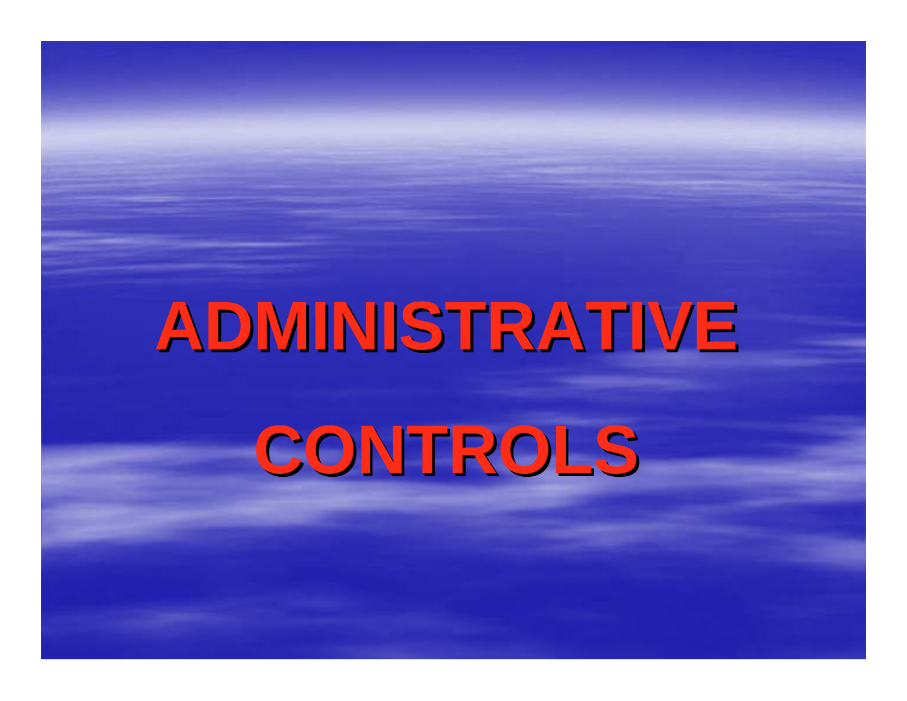# ADMINISTRATIVE CONTROLS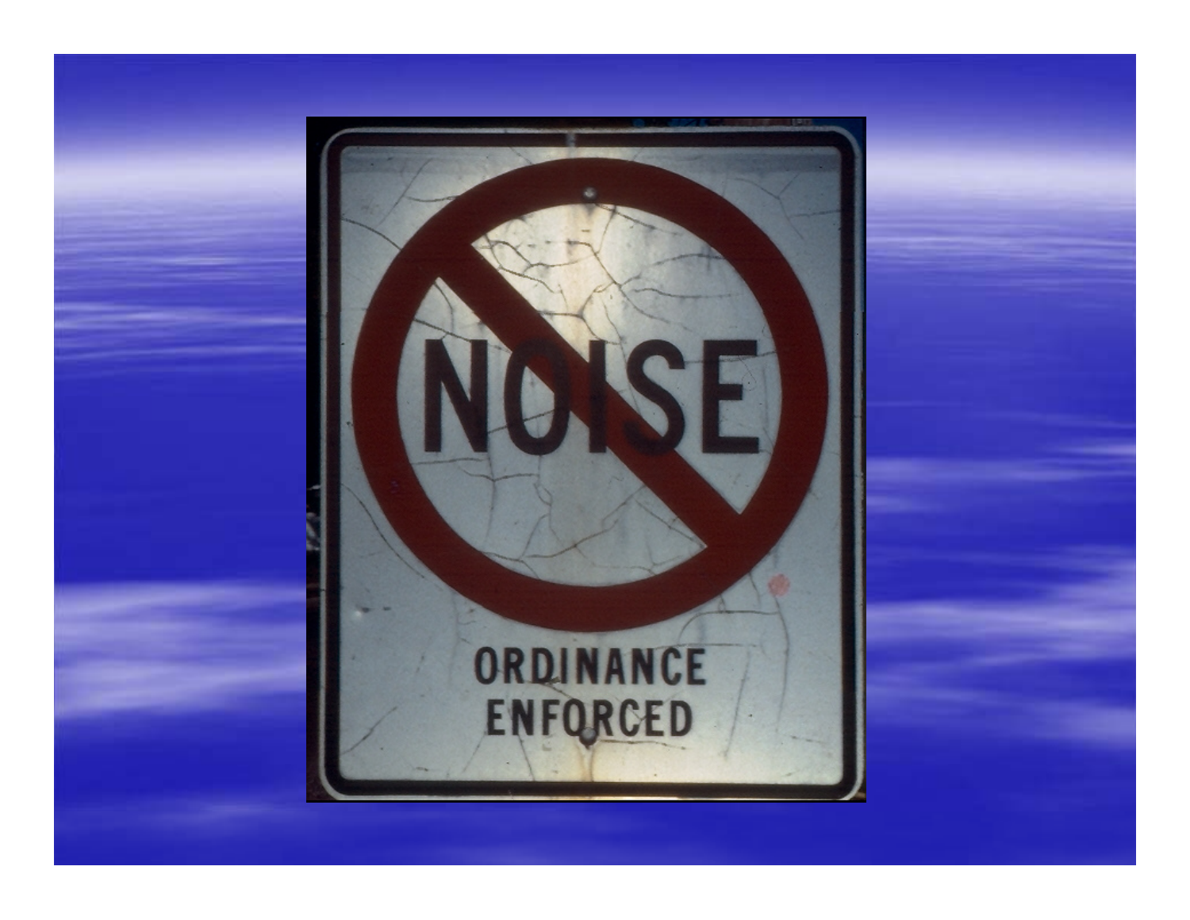NOISE

ORDINANCE
ENFORCED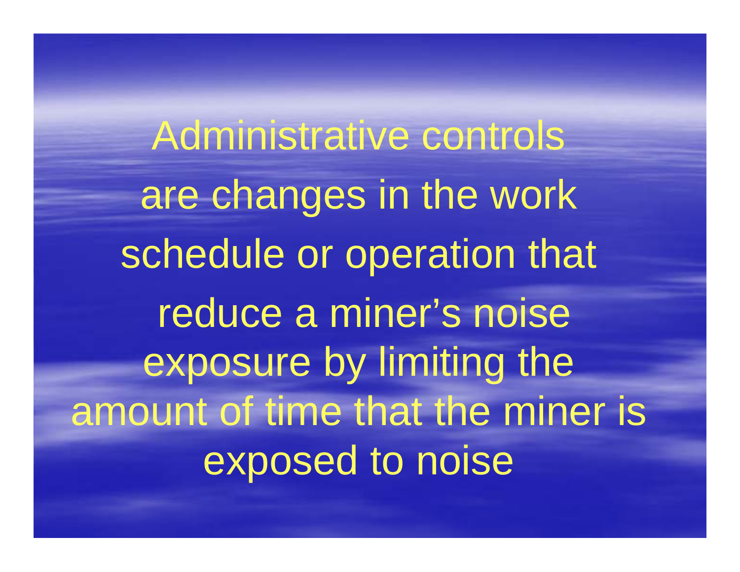Administrative controls are changes in the work schedule or operation that reduce a miner's noise exposure by limiting the amount of time that the miner is exposed to noise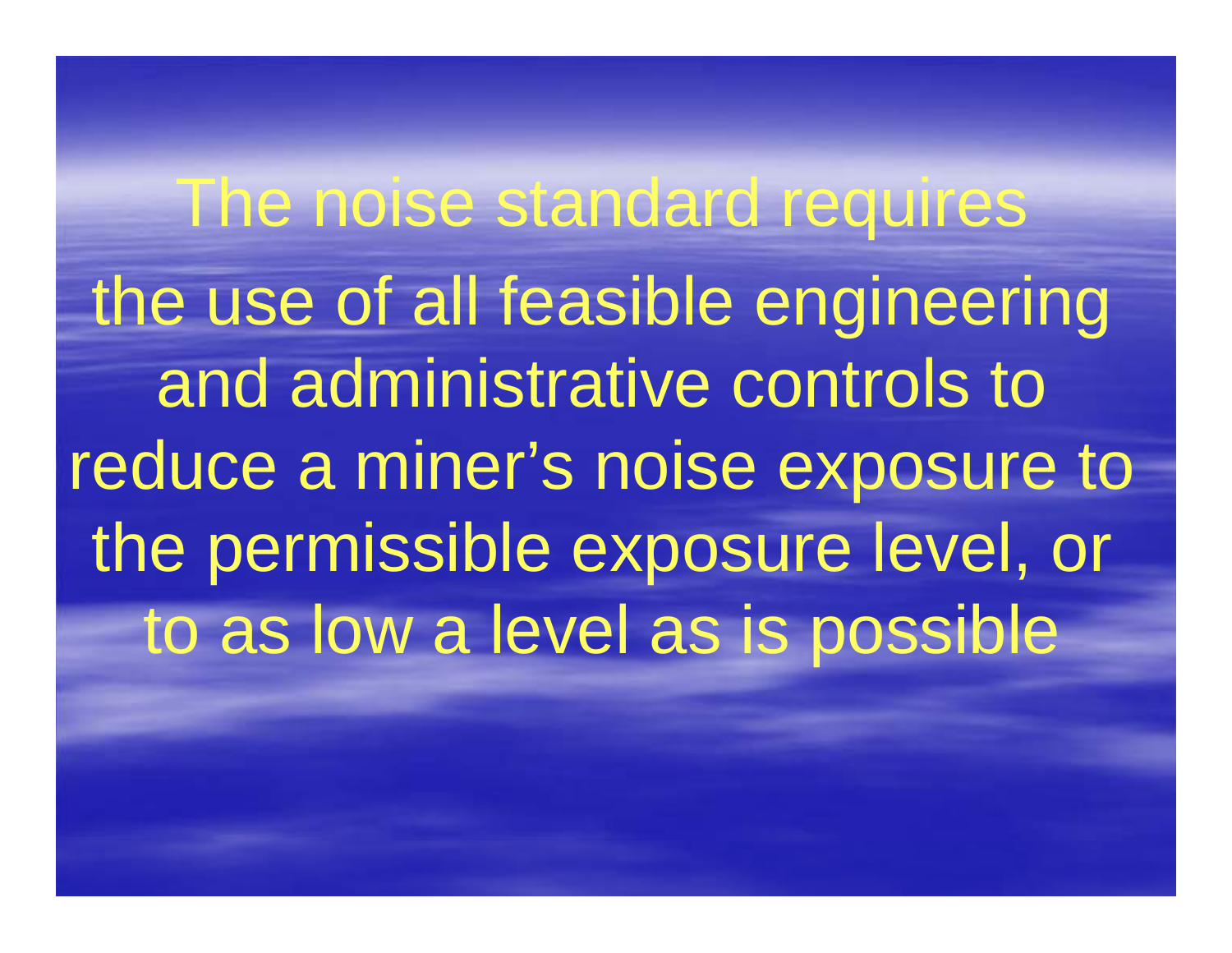The noise standard requires the use of all feasible engineering and administrative controls to reduce a miner's noise exposure to the permissible exposure level, or to as low a level as is possible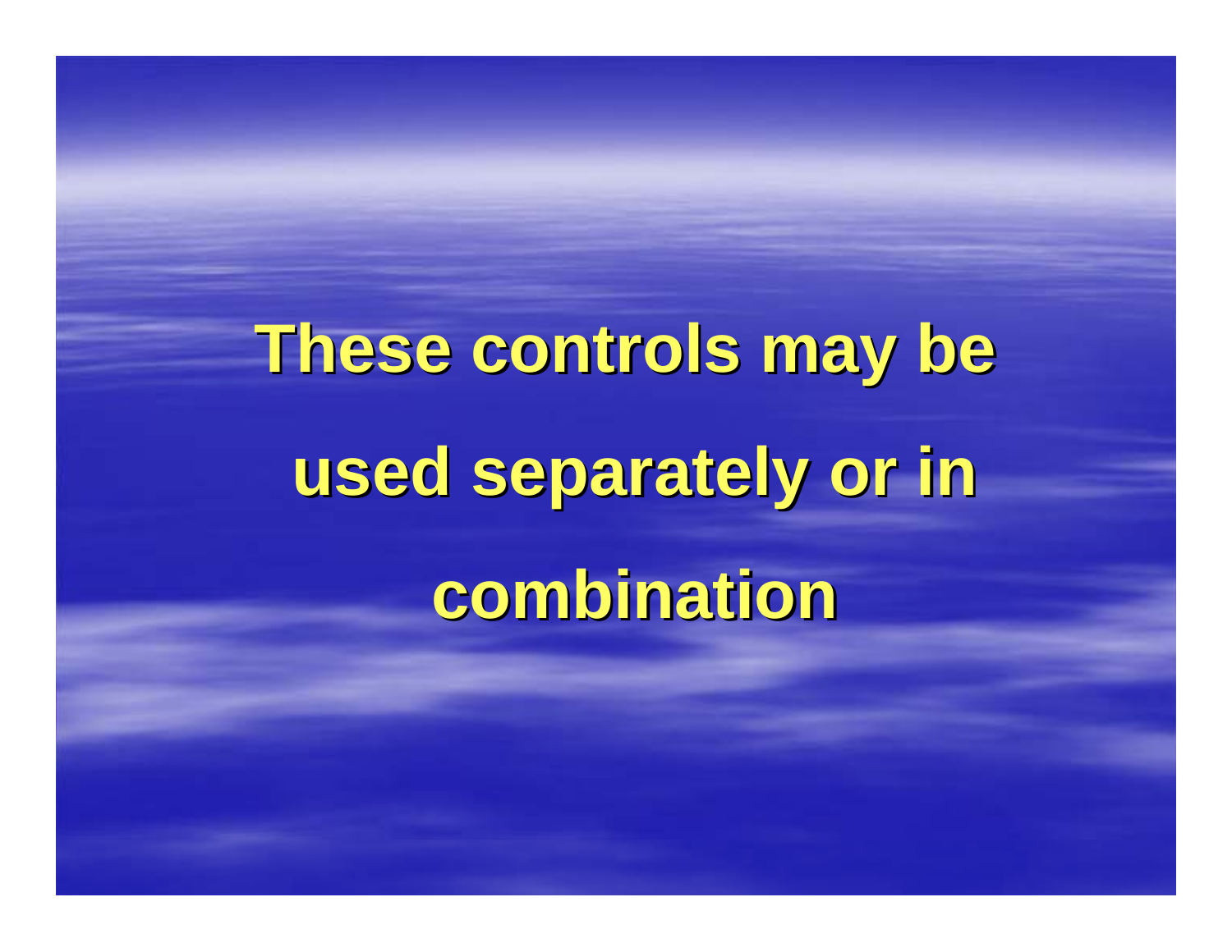**These controls may be used separately or in combination**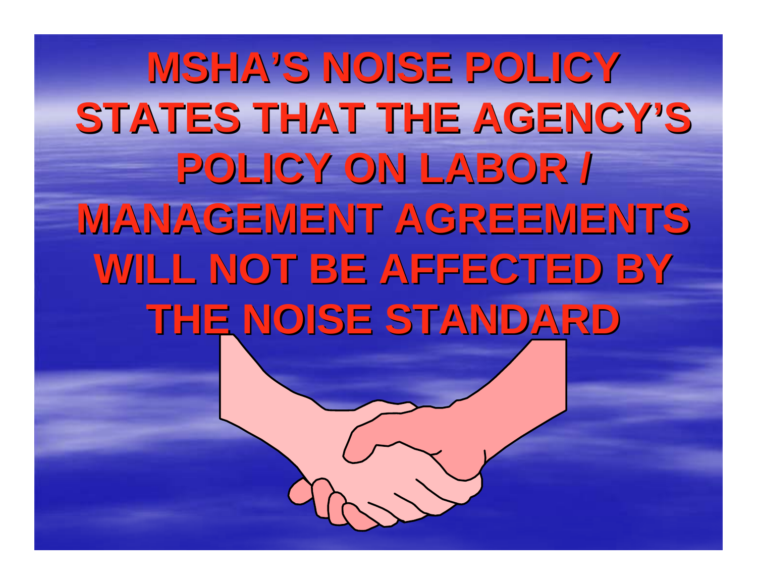# MSHA'S NOISE POLICY STATES THAT THE AGENCY'S POLICY ON LABOR / MANAGEMENT AGREEMENTS WILL NOT BE AFFECTED BY THE NOISE STANDARD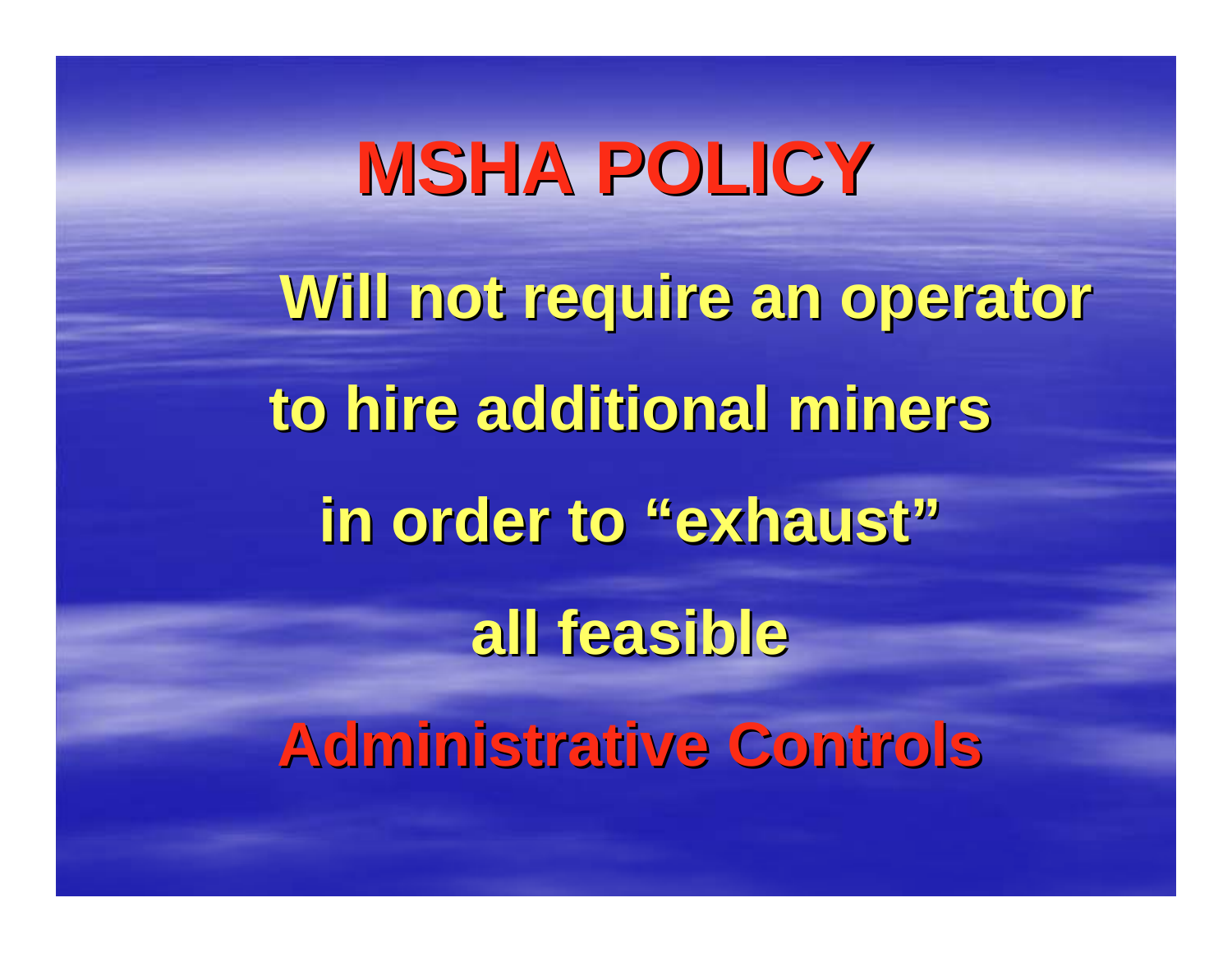# MSHA POLICY

Will not require an operator

to hire additional miners

in order to "exhaust"

all feasible

**Administrative Controls**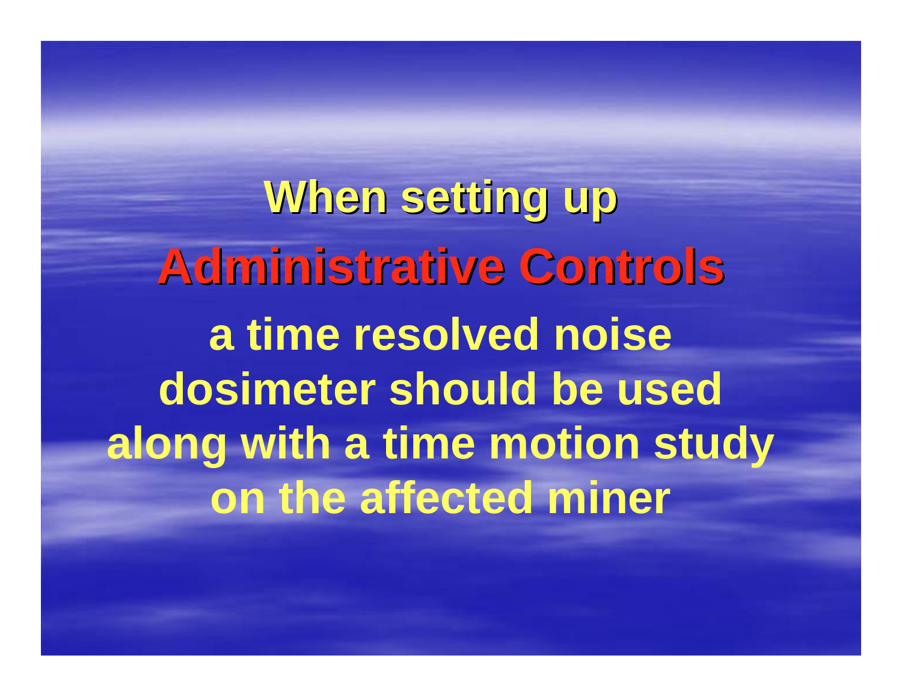**When setting up**

**Administrative Controls**

**a time resolved noise dosimeter should be used along with a time motion study on the affected miner**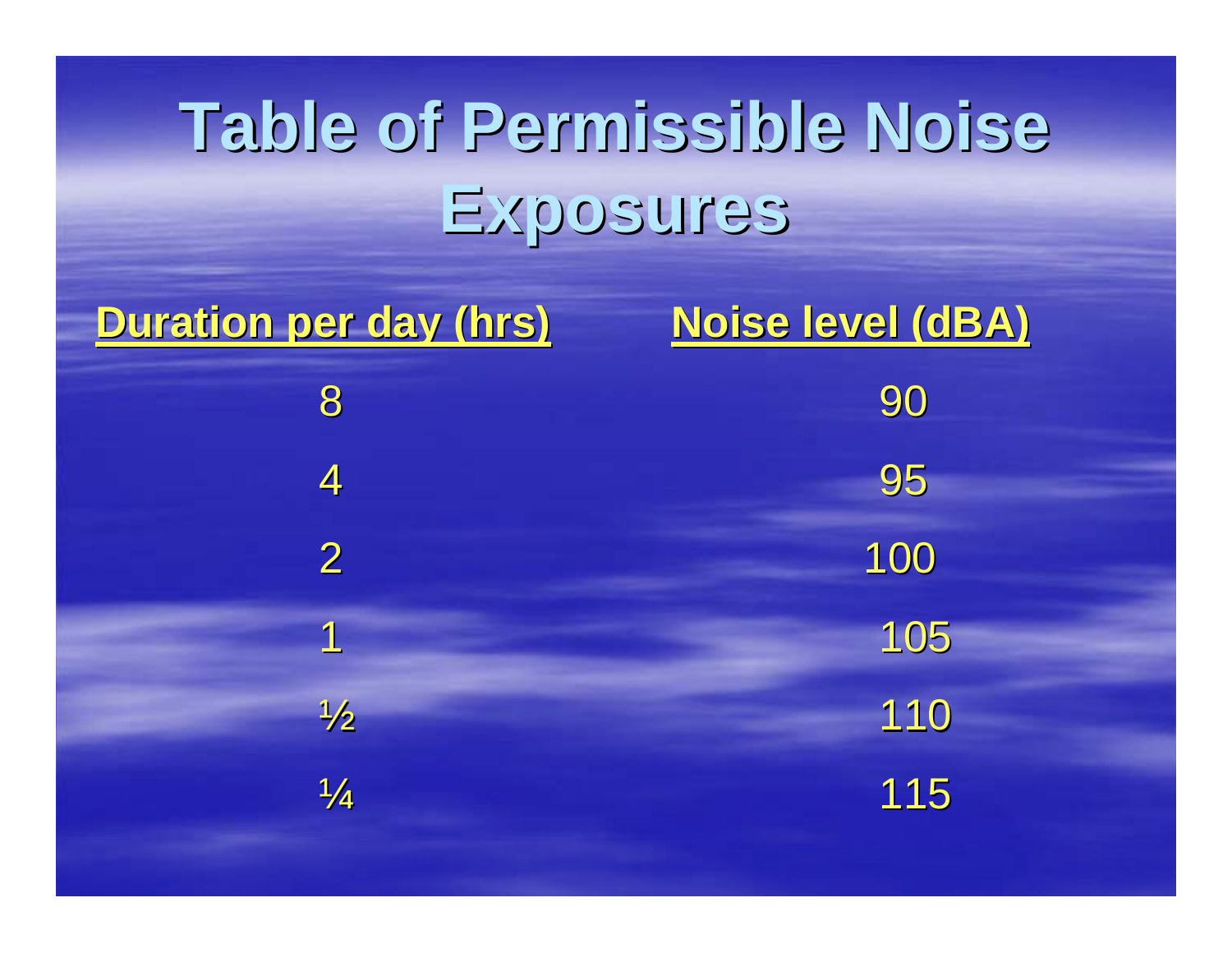# Table of Permissible Noise Exposures

| Duration per day (hrs) | Noise level (dBA) |
|---|---|
| 8 | 90 |
| 4 | 95 |
| 2 | 100 |
| 1 | 105 |
| ½ | 110 |
| ¼ | 115 |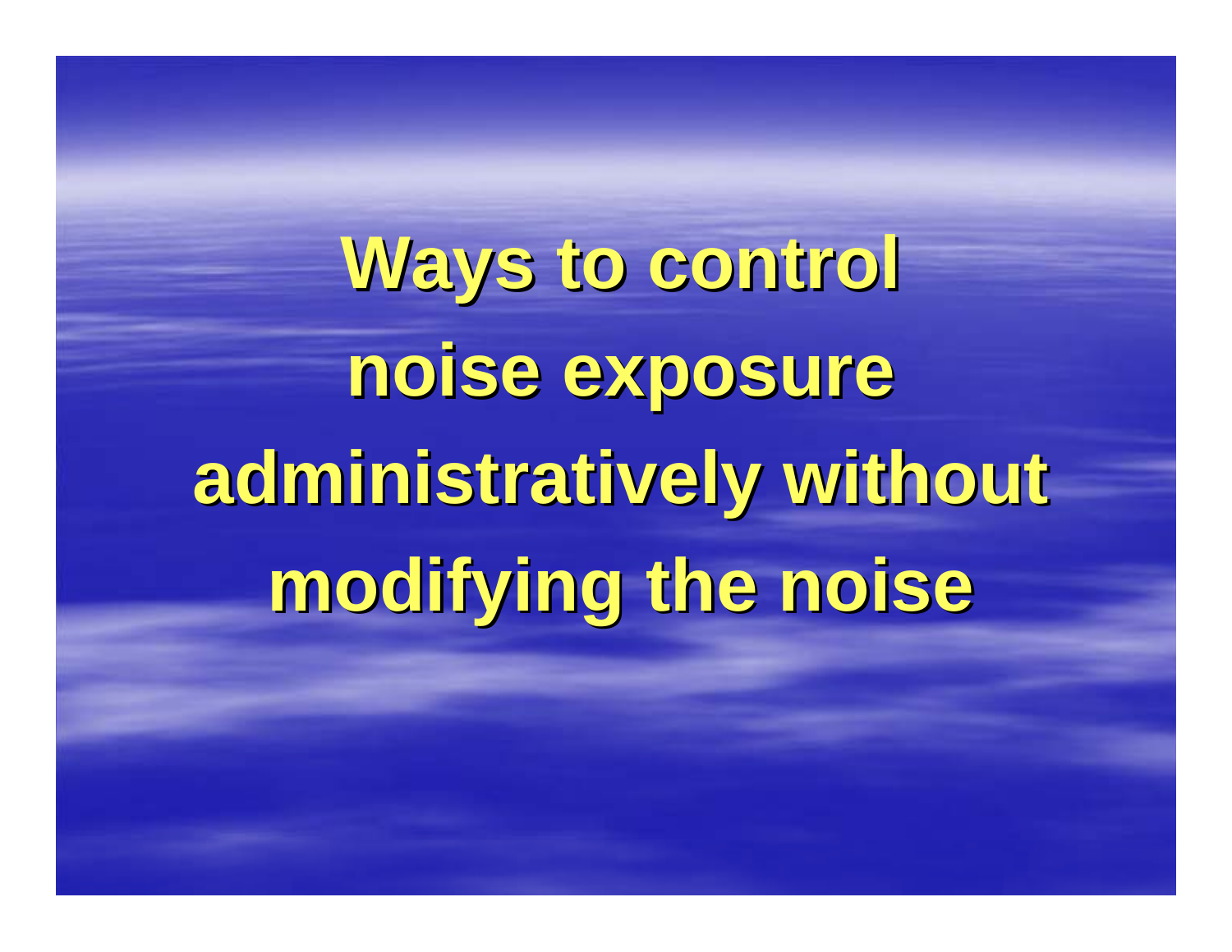# Ways to control noise exposure administratively without modifying the noise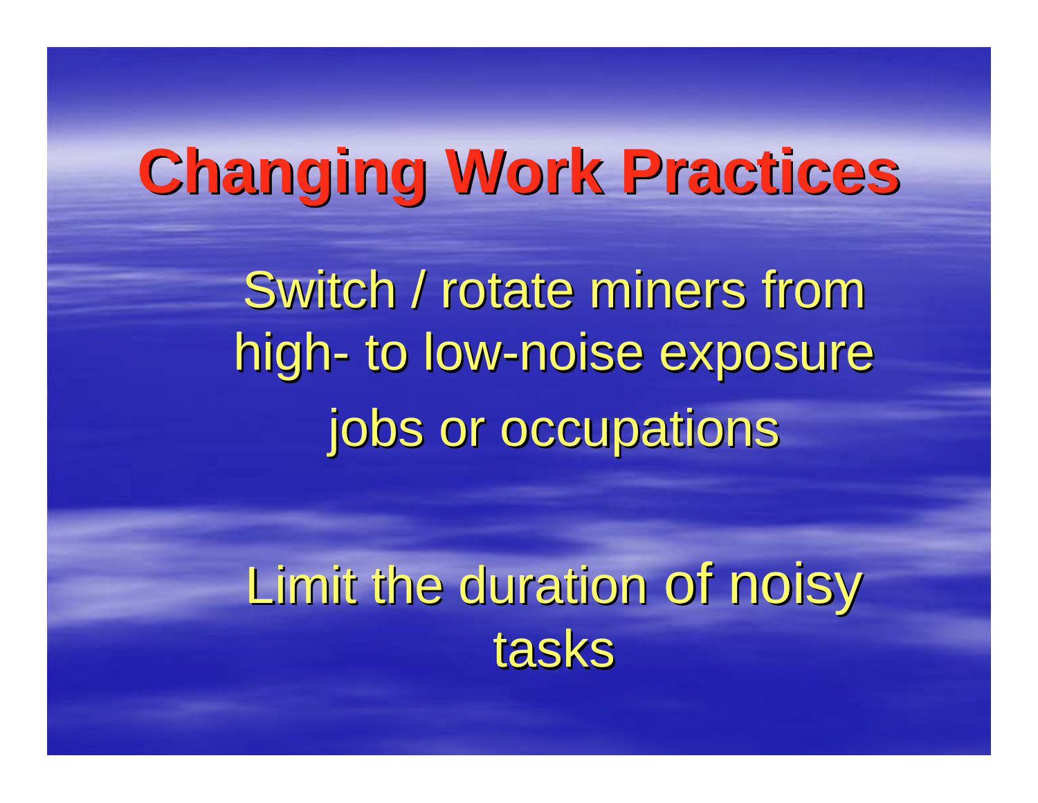# Changing Work Practices

Switch / rotate miners from high- to low-noise exposure jobs or occupations

Limit the duration of noisy tasks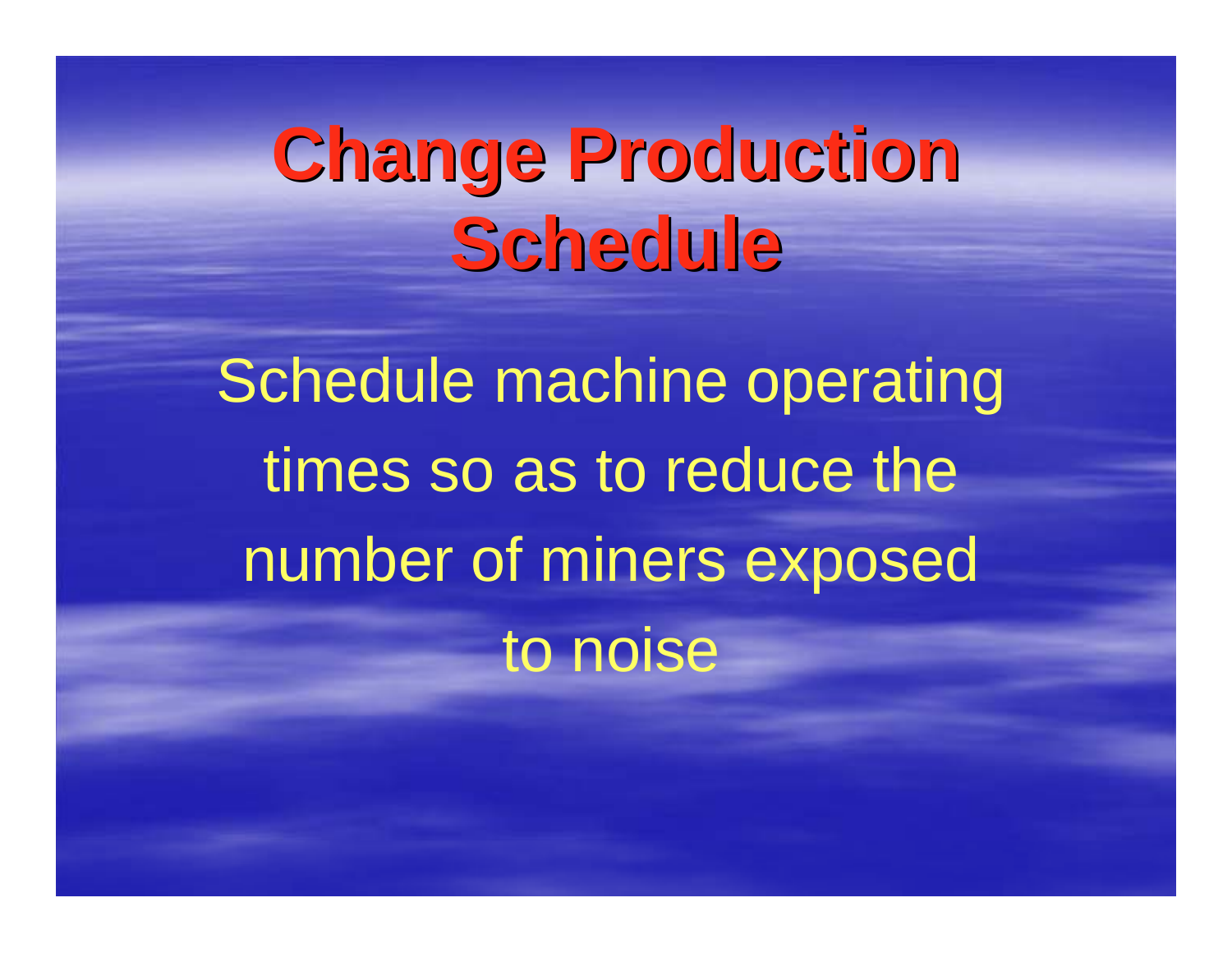# Change Production Schedule

Schedule machine operating times so as to reduce the number of miners exposed to noise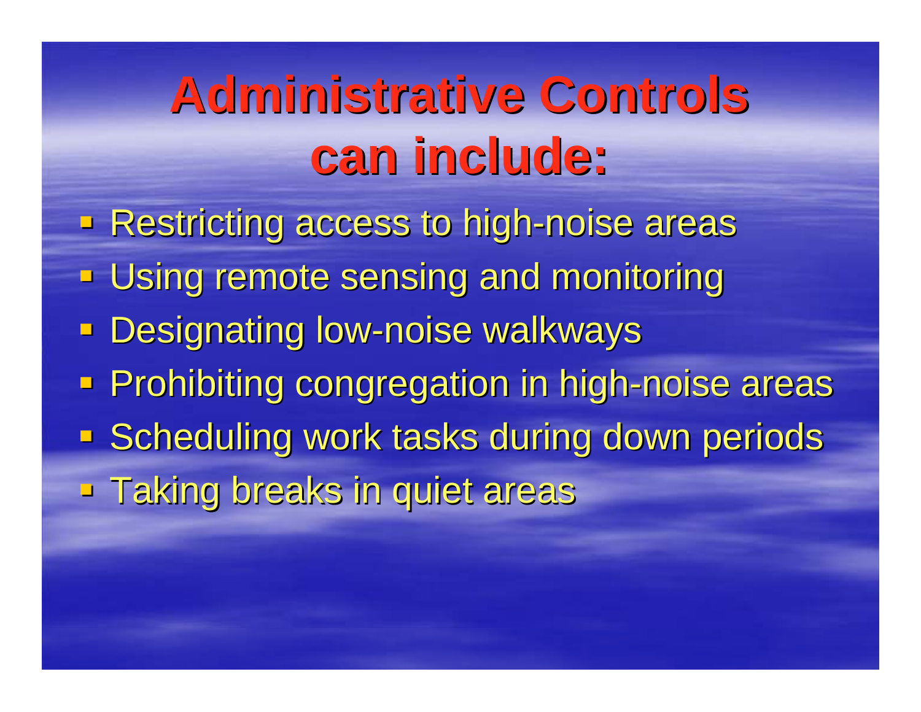# Administrative Controls can include:

- Restricting access to high-noise areas
- Using remote sensing and monitoring
- Designating low-noise walkways
- Prohibiting congregation in high-noise areas
- Scheduling work tasks during down periods
- Taking breaks in quiet areas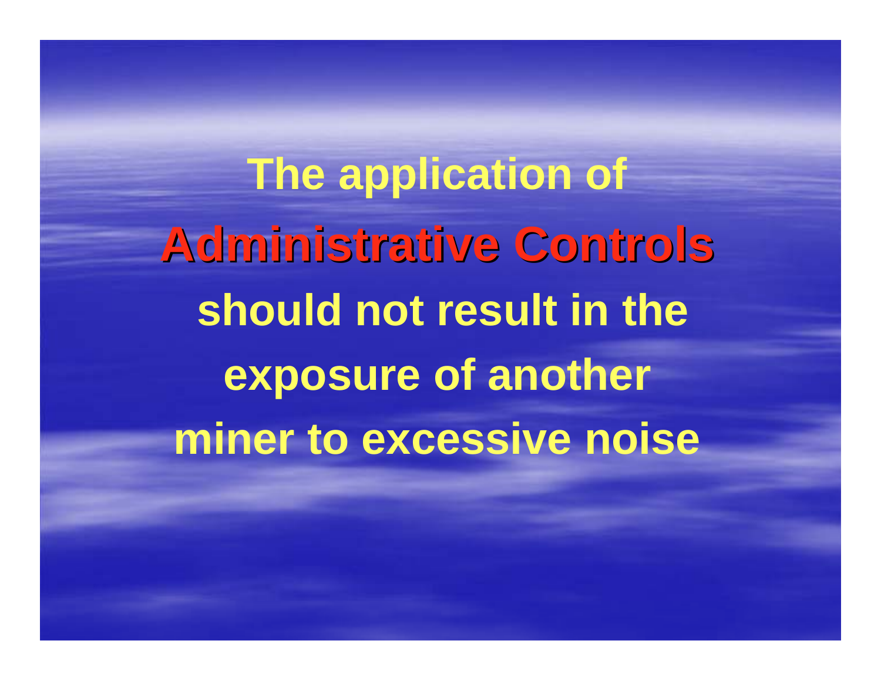The application of **Administrative Controls** should not result in the exposure of another miner to excessive noise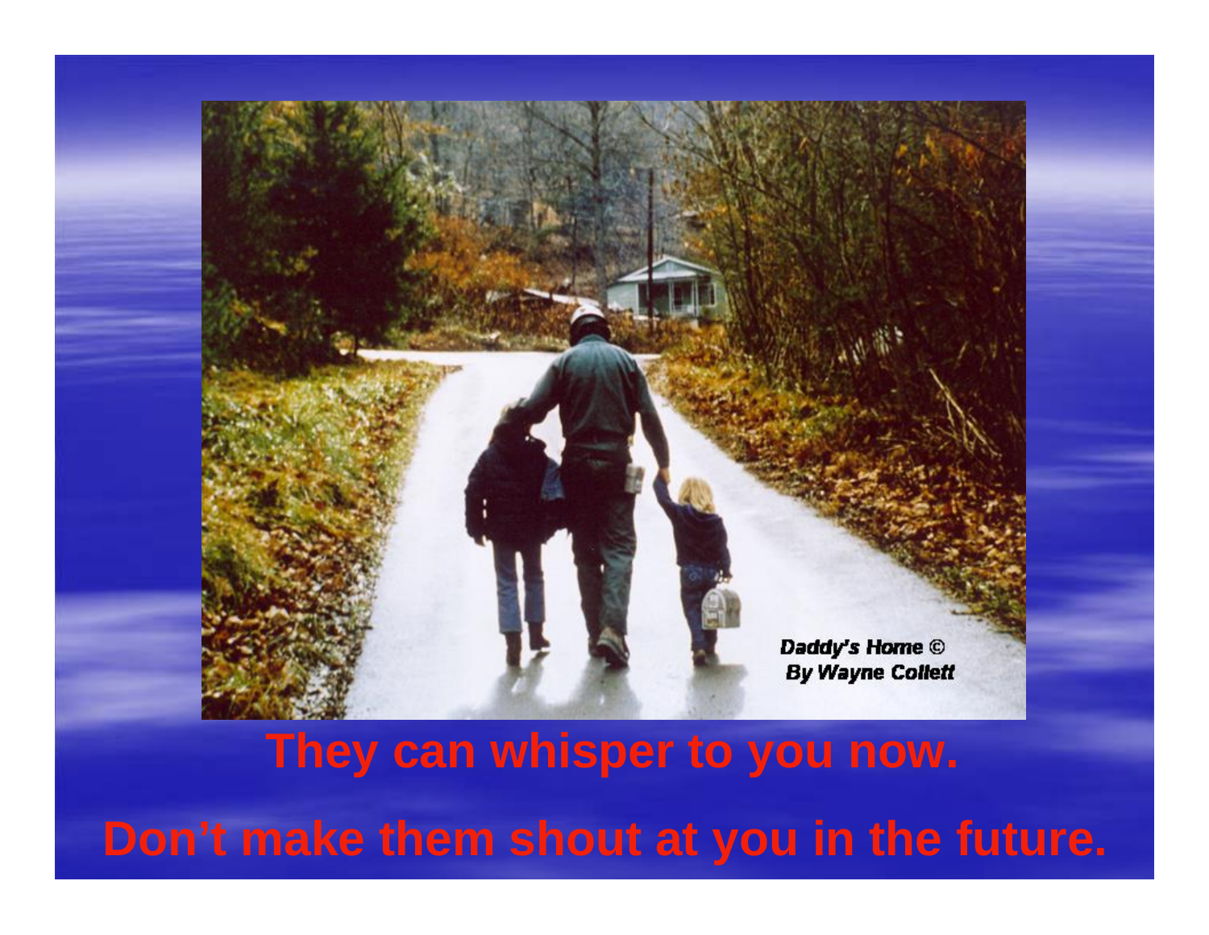Daddy's Home ©
By Wayne Collett

**They can whisper to you now.**

**Don't make them shout at you in the future.**